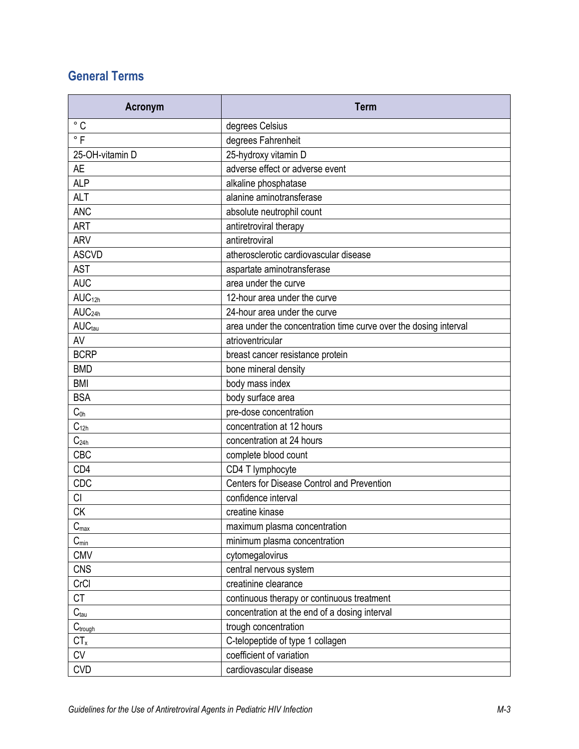## General Terms

| Acronym | Term |
|---|---|
| ° C | degrees Celsius |
| ° F | degrees Fahrenheit |
| 25-OH-vitamin D | 25-hydroxy vitamin D |
| AE | adverse effect or adverse event |
| ALP | alkaline phosphatase |
| ALT | alanine aminotransferase |
| ANC | absolute neutrophil count |
| ART | antiretroviral therapy |
| ARV | antiretroviral |
| ASCVD | atherosclerotic cardiovascular disease |
| AST | aspartate aminotransferase |
| AUC | area under the curve |
| $AUC_{12h}$ | 12-hour area under the curve |
| $AUC_{24h}$ | 24-hour area under the curve |
| $AUC_{tau}$ | area under the concentration time curve over the dosing interval |
| AV | atrioventricular |
| BCRP | breast cancer resistance protein |
| BMD | bone mineral density |
| BMI | body mass index |
| BSA | body surface area |
| $C_{0h}$ | pre-dose concentration |
| $C_{12h}$ | concentration at 12 hours |
| $C_{24h}$ | concentration at 24 hours |
| CBC | complete blood count |
| CD4 | CD4 T lymphocyte |
| CDC | Centers for Disease Control and Prevention |
| CI | confidence interval |
| CK | creatine kinase |
| $C_{max}$ | maximum plasma concentration |
| $C_{min}$ | minimum plasma concentration |
| CMV | cytomegalovirus |
| CNS | central nervous system |
| CrCl | creatinine clearance |
| CT | continuous therapy or continuous treatment |
| $C_{tau}$ | concentration at the end of a dosing interval |
| $C_{trough}$ | trough concentration |
| $CT_x$ | C-telopeptide of type 1 collagen |
| CV | coefficient of variation |
| CVD | cardiovascular disease |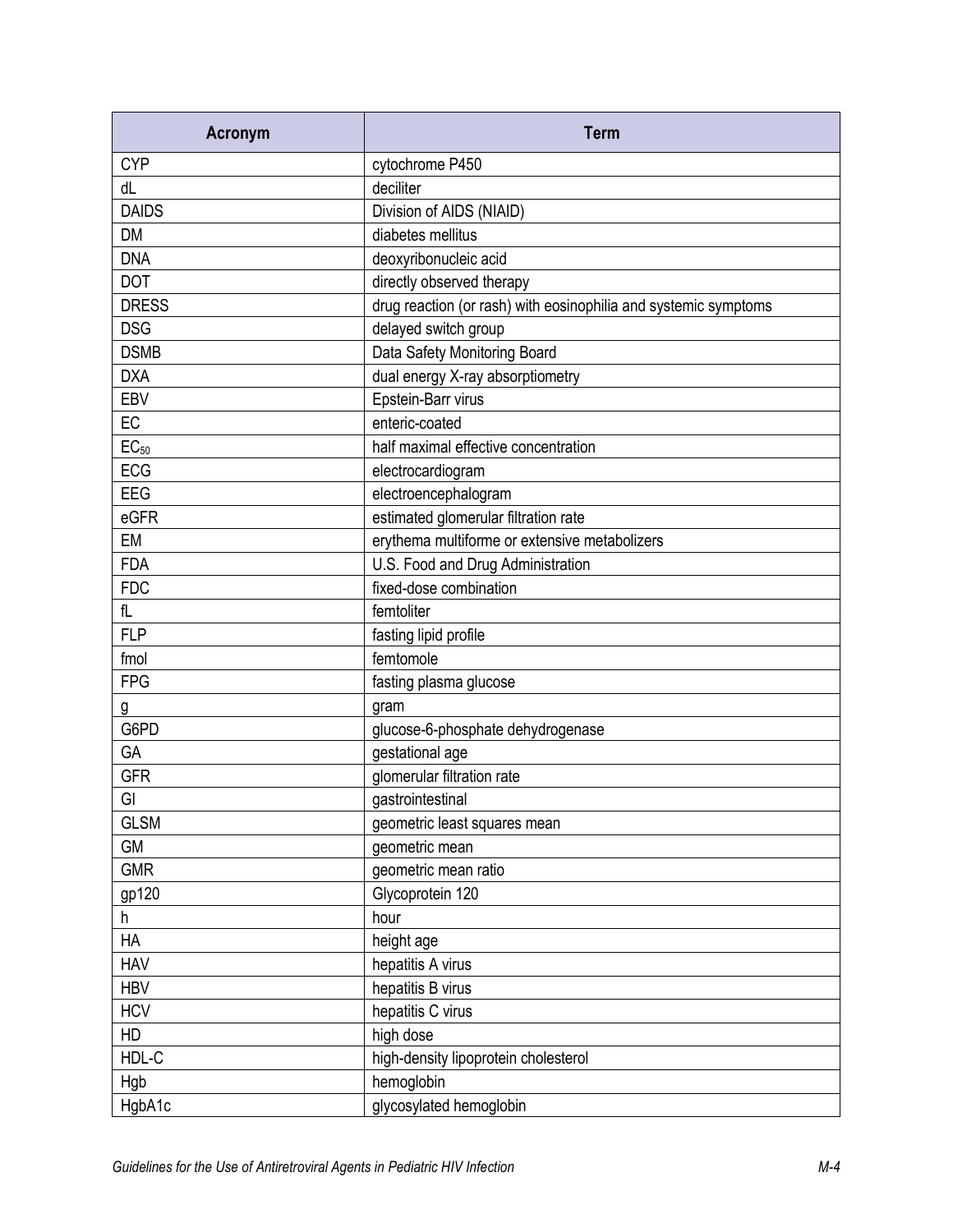| Acronym | Term |
|---|---|
| CYP | cytochrome P450 |
| dL | deciliter |
| DAIDS | Division of AIDS (NIAID) |
| DM | diabetes mellitus |
| DNA | deoxyribonucleic acid |
| DOT | directly observed therapy |
| DRESS | drug reaction (or rash) with eosinophilia and systemic symptoms |
| DSG | delayed switch group |
| DSMB | Data Safety Monitoring Board |
| DXA | dual energy X-ray absorptiometry |
| EBV | Epstein-Barr virus |
| EC | enteric-coated |
| $EC_{50}$ | half maximal effective concentration |
| ECG | electrocardiogram |
| EEG | electroencephalogram |
| eGFR | estimated glomerular filtration rate |
| EM | erythema multiforme or extensive metabolizers |
| FDA | U.S. Food and Drug Administration |
| FDC | fixed-dose combination |
| fL | femtoliter |
| FLP | fasting lipid profile |
| fmol | femtomole |
| FPG | fasting plasma glucose |
| g | gram |
| G6PD | glucose-6-phosphate dehydrogenase |
| GA | gestational age |
| GFR | glomerular filtration rate |
| GI | gastrointestinal |
| GLSM | geometric least squares mean |
| GM | geometric mean |
| GMR | geometric mean ratio |
| gp120 | Glycoprotein 120 |
| h | hour |
| HA | height age |
| HAV | hepatitis A virus |
| HBV | hepatitis B virus |
| HCV | hepatitis C virus |
| HD | high dose |
| HDL-C | high-density lipoprotein cholesterol |
| Hgb | hemoglobin |
| HgbA1c | glycosylated hemoglobin |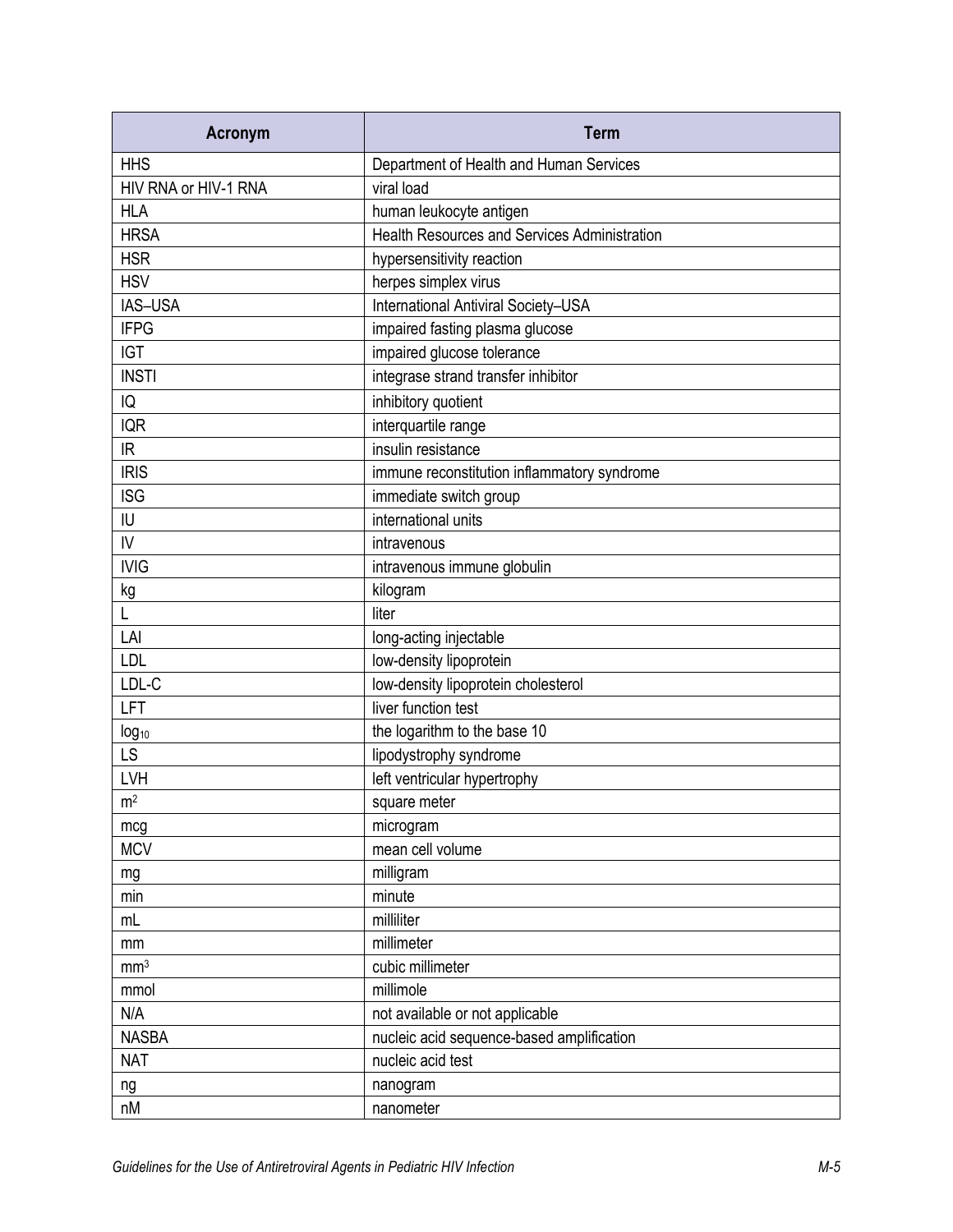| Acronym | Term |
|---|---|
| HHS | Department of Health and Human Services |
| HIV RNA or HIV-1 RNA | viral load |
| HLA | human leukocyte antigen |
| HRSA | Health Resources and Services Administration |
| HSR | hypersensitivity reaction |
| HSV | herpes simplex virus |
| IAS–USA | International Antiviral Society–USA |
| IFPG | impaired fasting plasma glucose |
| IGT | impaired glucose tolerance |
| INSTI | integrase strand transfer inhibitor |
| IQ | inhibitory quotient |
| IQR | interquartile range |
| IR | insulin resistance |
| IRIS | immune reconstitution inflammatory syndrome |
| ISG | immediate switch group |
| IU | international units |
| IV | intravenous |
| IVIG | intravenous immune globulin |
| kg | kilogram |
| L | liter |
| LAI | long-acting injectable |
| LDL | low-density lipoprotein |
| LDL-C | low-density lipoprotein cholesterol |
| LFT | liver function test |
| $\log_{10}$ | the logarithm to the base 10 |
| LS | lipodystrophy syndrome |
| LVH | left ventricular hypertrophy |
| $m^2$ | square meter |
| mcg | microgram |
| MCV | mean cell volume |
| mg | milligram |
| min | minute |
| mL | milliliter |
| mm | millimeter |
| $mm^3$ | cubic millimeter |
| mmol | millimole |
| N/A | not available or not applicable |
| NASBA | nucleic acid sequence-based amplification |
| NAT | nucleic acid test |
| ng | nanogram |
| nM | nanometer |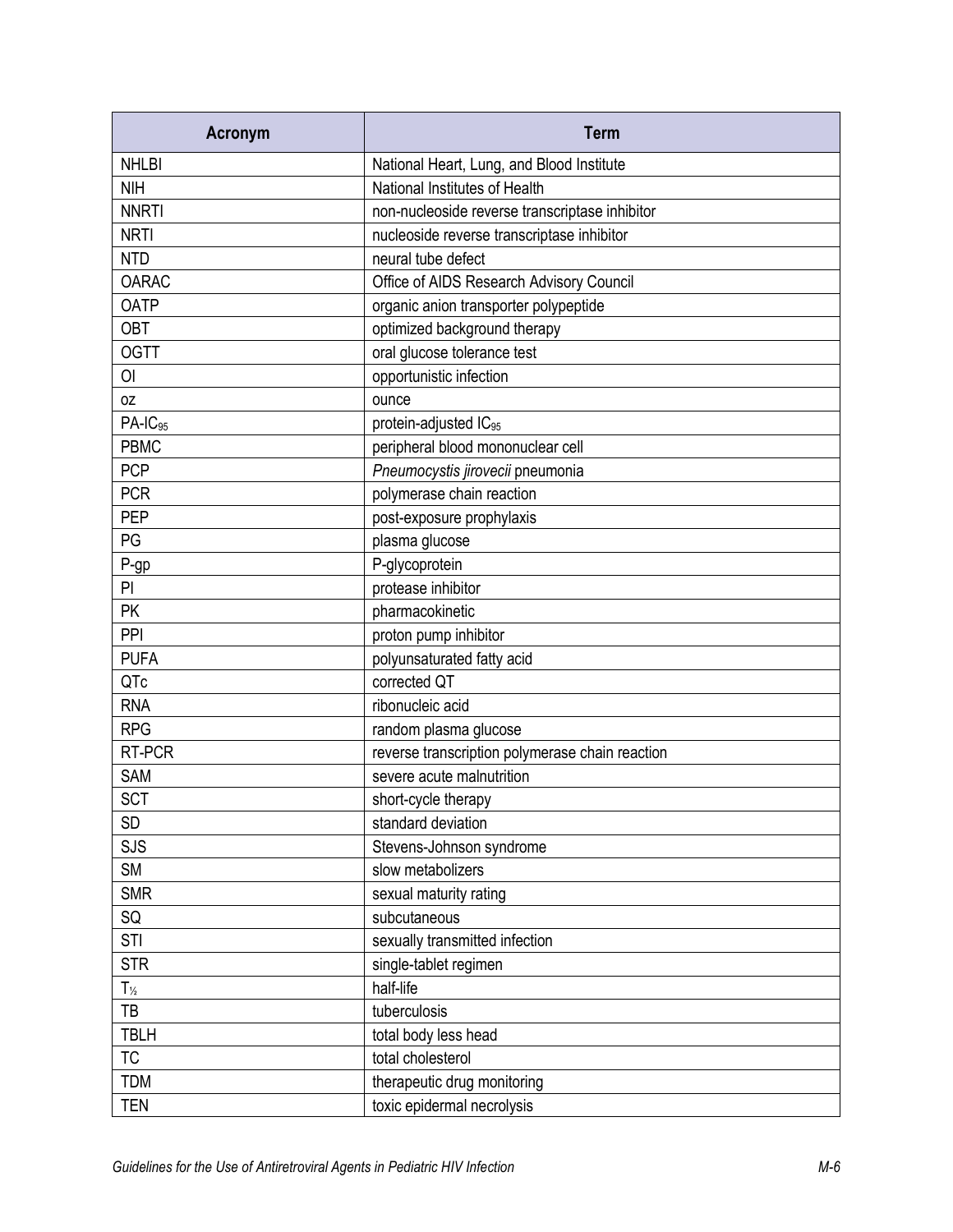| Acronym | Term |
|---|---|
| NHLBI | National Heart, Lung, and Blood Institute |
| NIH | National Institutes of Health |
| NNRTI | non-nucleoside reverse transcriptase inhibitor |
| NRTI | nucleoside reverse transcriptase inhibitor |
| NTD | neural tube defect |
| OARAC | Office of AIDS Research Advisory Council |
| OATP | organic anion transporter polypeptide |
| OBT | optimized background therapy |
| OGTT | oral glucose tolerance test |
| OI | opportunistic infection |
| oz | ounce |
| PA-$IC_{95}$ | protein-adjusted $IC_{95}$ |
| PBMC | peripheral blood mononuclear cell |
| PCP | *Pneumocystis jirovecii* pneumonia |
| PCR | polymerase chain reaction |
| PEP | post-exposure prophylaxis |
| PG | plasma glucose |
| P-gp | P-glycoprotein |
| PI | protease inhibitor |
| PK | pharmacokinetic |
| PPI | proton pump inhibitor |
| PUFA | polyunsaturated fatty acid |
| QTc | corrected QT |
| RNA | ribonucleic acid |
| RPG | random plasma glucose |
| RT-PCR | reverse transcription polymerase chain reaction |
| SAM | severe acute malnutrition |
| SCT | short-cycle therapy |
| SD | standard deviation |
| SJS | Stevens-Johnson syndrome |
| SM | slow metabolizers |
| SMR | sexual maturity rating |
| SQ | subcutaneous |
| STI | sexually transmitted infection |
| STR | single-tablet regimen |
| $T_{½}$ | half-life |
| TB | tuberculosis |
| TBLH | total body less head |
| TC | total cholesterol |
| TDM | therapeutic drug monitoring |
| TEN | toxic epidermal necrolysis |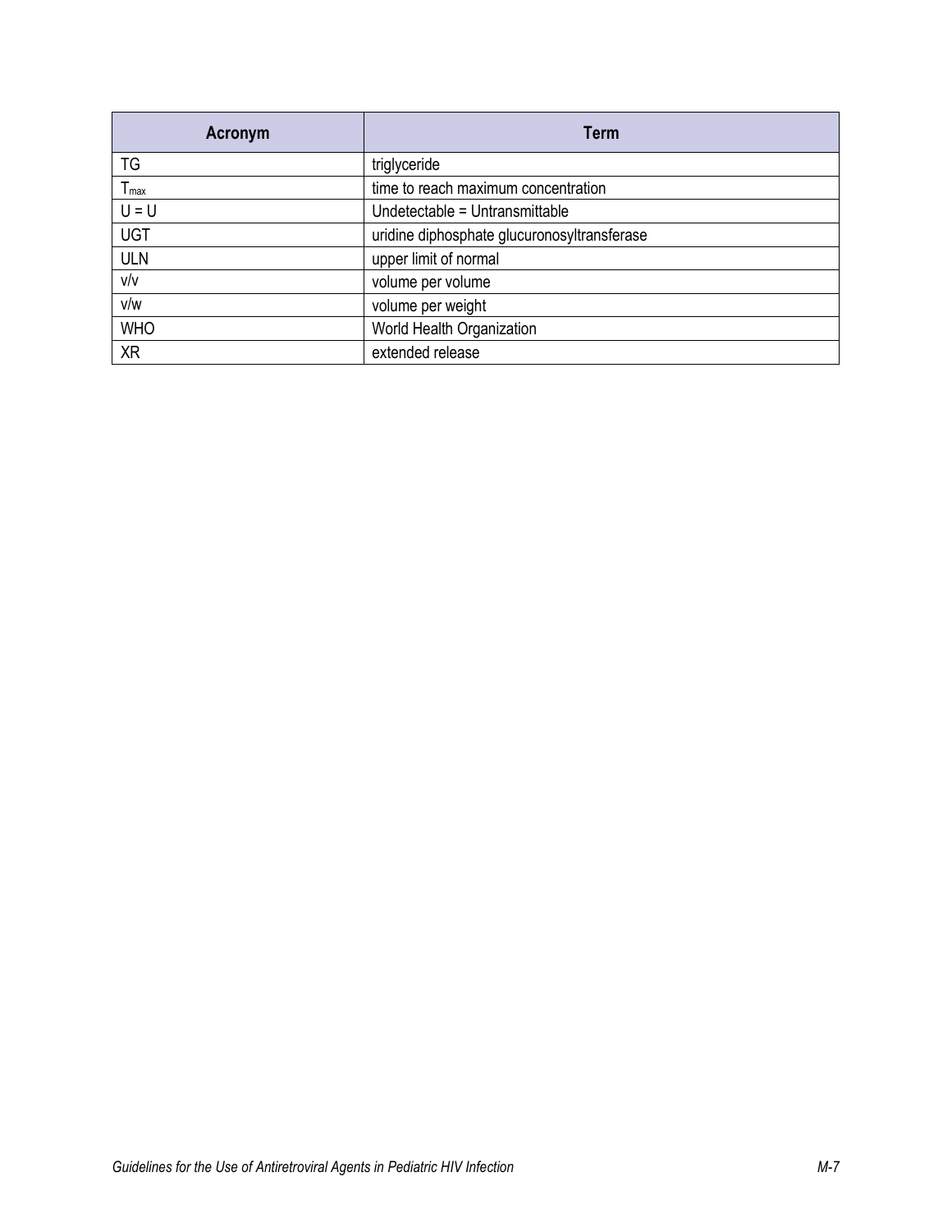| Acronym | Term |
| --- | --- |
| TG | triglyceride |
| $T_{max}$ | time to reach maximum concentration |
| U = U | Undetectable = Untransmittable |
| UGT | uridine diphosphate glucuronosyltransferase |
| ULN | upper limit of normal |
| v/v | volume per volume |
| v/w | volume per weight |
| WHO | World Health Organization |
| XR | extended release |